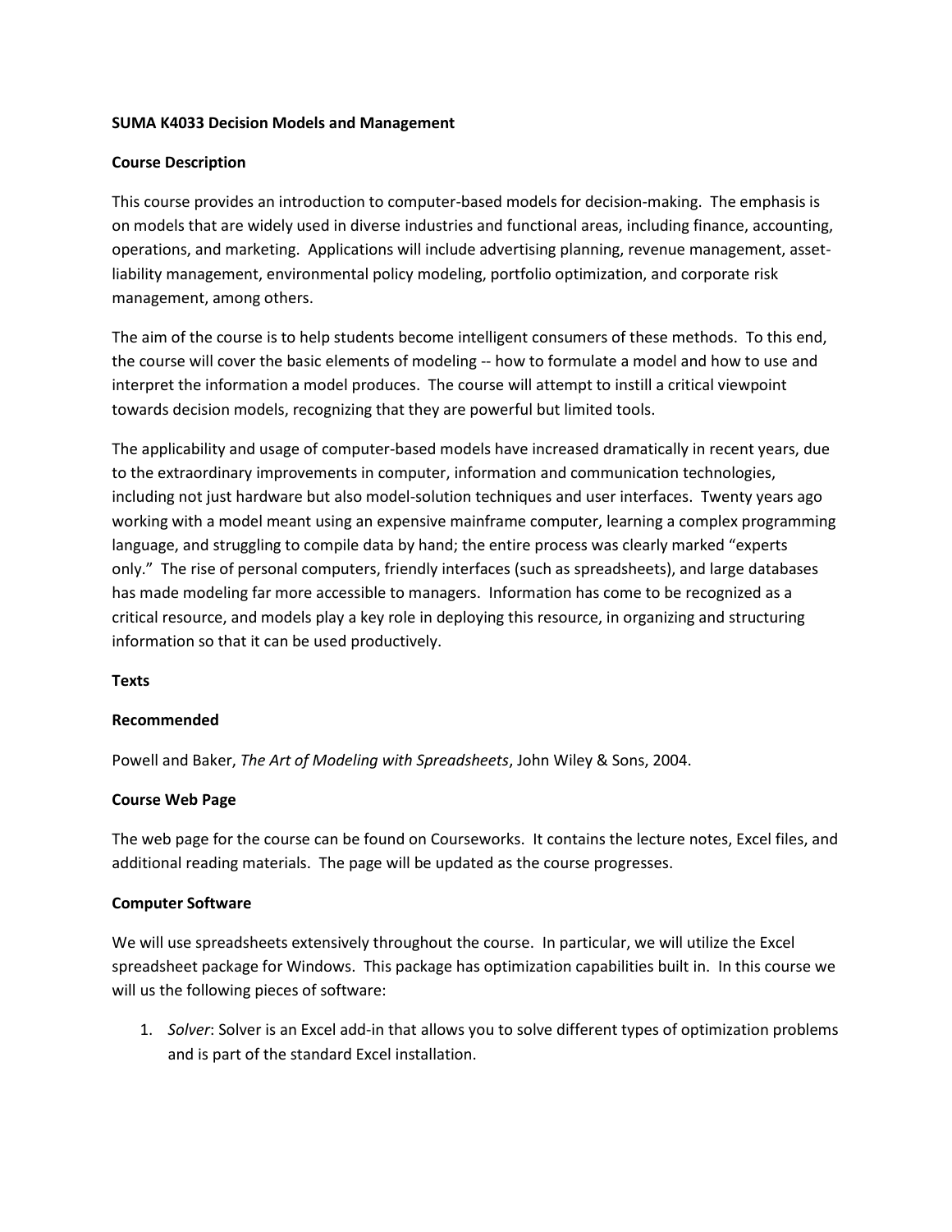**SUMA K4033 Decision Models and Management**

**Course Description**

This course provides an introduction to computer-based models for decision-making. The emphasis is on models that are widely used in diverse industries and functional areas, including finance, accounting, operations, and marketing. Applications will include advertising planning, revenue management, asset-liability management, environmental policy modeling, portfolio optimization, and corporate risk management, among others.

The aim of the course is to help students become intelligent consumers of these methods. To this end, the course will cover the basic elements of modeling -- how to formulate a model and how to use and interpret the information a model produces. The course will attempt to instill a critical viewpoint towards decision models, recognizing that they are powerful but limited tools.

The applicability and usage of computer-based models have increased dramatically in recent years, due to the extraordinary improvements in computer, information and communication technologies, including not just hardware but also model-solution techniques and user interfaces. Twenty years ago working with a model meant using an expensive mainframe computer, learning a complex programming language, and struggling to compile data by hand; the entire process was clearly marked "experts only." The rise of personal computers, friendly interfaces (such as spreadsheets), and large databases has made modeling far more accessible to managers. Information has come to be recognized as a critical resource, and models play a key role in deploying this resource, in organizing and structuring information so that it can be used productively.

**Texts**

**Recommended**

Powell and Baker, *The Art of Modeling with Spreadsheets*, John Wiley & Sons, 2004.

**Course Web Page**

The web page for the course can be found on Courseworks. It contains the lecture notes, Excel files, and additional reading materials. The page will be updated as the course progresses.

**Computer Software**

We will use spreadsheets extensively throughout the course. In particular, we will utilize the Excel spreadsheet package for Windows. This package has optimization capabilities built in. In this course we will us the following pieces of software:

1. *Solver*: Solver is an Excel add-in that allows you to solve different types of optimization problems and is part of the standard Excel installation.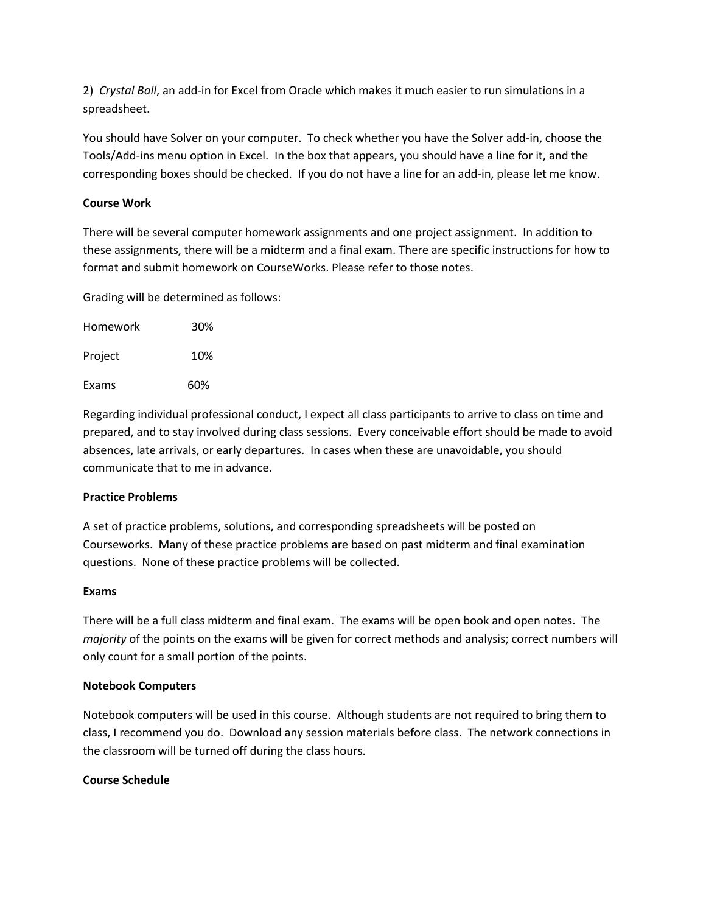2) *Crystal Ball*, an add-in for Excel from Oracle which makes it much easier to run simulations in a spreadsheet.

You should have Solver on your computer. To check whether you have the Solver add-in, choose the Tools/Add-ins menu option in Excel. In the box that appears, you should have a line for it, and the corresponding boxes should be checked. If you do not have a line for an add-in, please let me know.

**Course Work**

There will be several computer homework assignments and one project assignment. In addition to these assignments, there will be a midterm and a final exam. There are specific instructions for how to format and submit homework on CourseWorks. Please refer to those notes.

Grading will be determined as follows:

| | |
|---|---|
| Homework | 30% |
| Project | 10% |
| Exams | 60% |

Regarding individual professional conduct, I expect all class participants to arrive to class on time and prepared, and to stay involved during class sessions. Every conceivable effort should be made to avoid absences, late arrivals, or early departures. In cases when these are unavoidable, you should communicate that to me in advance.

**Practice Problems**

A set of practice problems, solutions, and corresponding spreadsheets will be posted on Courseworks. Many of these practice problems are based on past midterm and final examination questions. None of these practice problems will be collected.

**Exams**

There will be a full class midterm and final exam. The exams will be open book and open notes. The *majority* of the points on the exams will be given for correct methods and analysis; correct numbers will only count for a small portion of the points.

**Notebook Computers**

Notebook computers will be used in this course. Although students are not required to bring them to class, I recommend you do. Download any session materials before class. The network connections in the classroom will be turned off during the class hours.

**Course Schedule**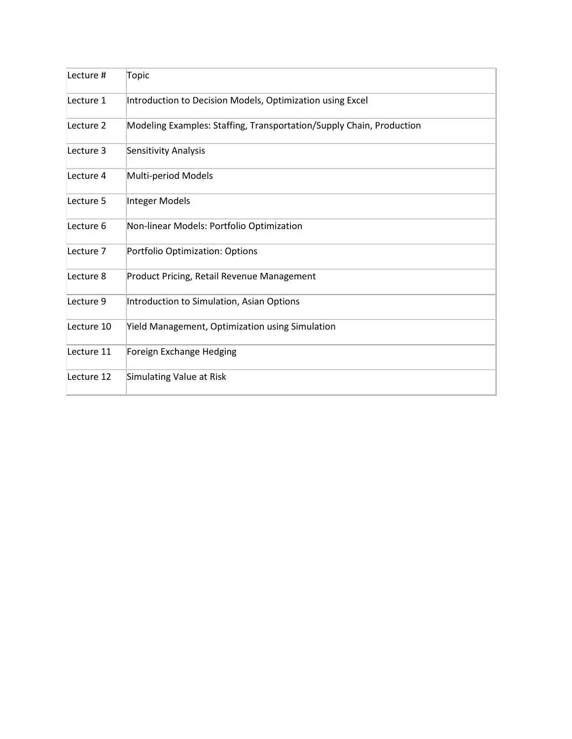| Lecture # | Topic |
|---|---|
| Lecture 1 | Introduction to Decision Models, Optimization using Excel |
| Lecture 2 | Modeling Examples: Staffing, Transportation/Supply Chain, Production |
| Lecture 3 | Sensitivity Analysis |
| Lecture 4 | Multi-period Models |
| Lecture 5 | Integer Models |
| Lecture 6 | Non-linear Models: Portfolio Optimization |
| Lecture 7 | Portfolio Optimization: Options |
| Lecture 8 | Product Pricing, Retail Revenue Management |
| Lecture 9 | Introduction to Simulation, Asian Options |
| Lecture 10 | Yield Management, Optimization using Simulation |
| Lecture 11 | Foreign Exchange Hedging |
| Lecture 12 | Simulating Value at Risk |